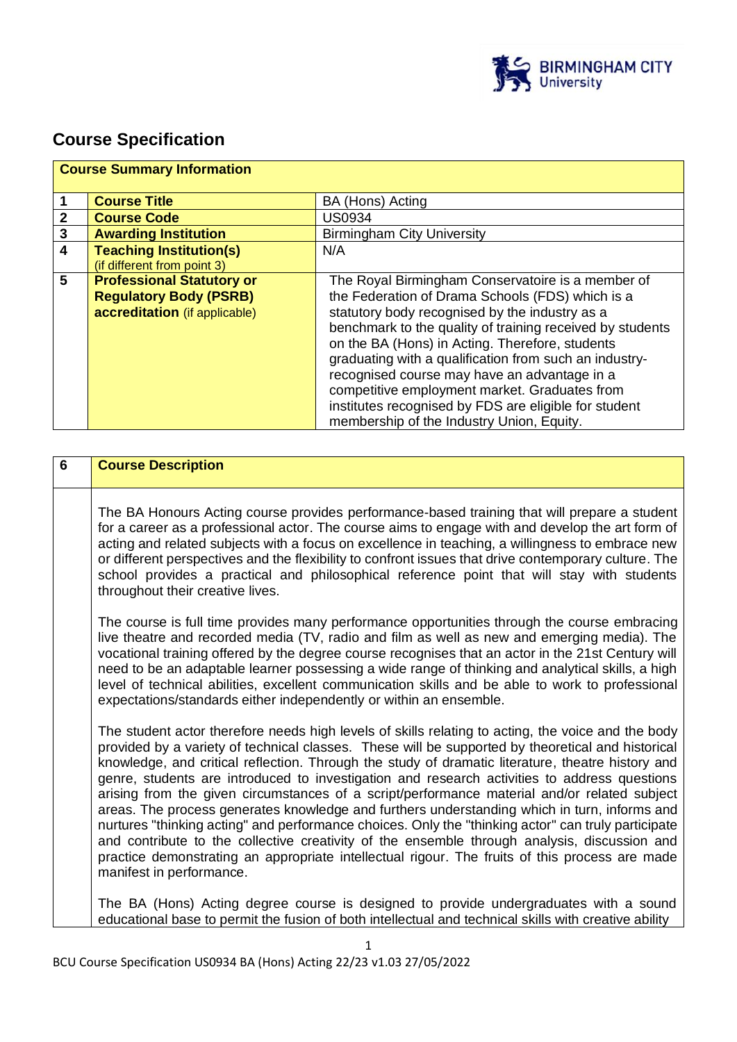# Course Specification

| Course Summary Information | | |
|---|---|---|
| 1 | **Course Title** | BA (Hons) Acting |
| 2 | **Course Code** | US0934 |
| 3 | **Awarding Institution** | Birmingham City University |
| 4 | **Teaching Institution(s)** (if different from point 3) | N/A |
| 5 | **Professional Statutory or Regulatory Body (PSRB) accreditation** (if applicable) | The Royal Birmingham Conservatoire is a member of the Federation of Drama Schools (FDS) which is a statutory body recognised by the industry as a benchmark to the quality of training received by students on the BA (Hons) in Acting. Therefore, students graduating with a qualification from such an industry-recognised course may have an advantage in a competitive employment market. Graduates from institutes recognised by FDS are eligible for student membership of the Industry Union, Equity. |

| 6 | Course Description |
|---|---|

The BA Honours Acting course provides performance-based training that will prepare a student for a career as a professional actor. The course aims to engage with and develop the art form of acting and related subjects with a focus on excellence in teaching, a willingness to embrace new or different perspectives and the flexibility to confront issues that drive contemporary culture. The school provides a practical and philosophical reference point that will stay with students throughout their creative lives.

The course is full time provides many performance opportunities through the course embracing live theatre and recorded media (TV, radio and film as well as new and emerging media). The vocational training offered by the degree course recognises that an actor in the 21st Century will need to be an adaptable learner possessing a wide range of thinking and analytical skills, a high level of technical abilities, excellent communication skills and be able to work to professional expectations/standards either independently or within an ensemble.

The student actor therefore needs high levels of skills relating to acting, the voice and the body provided by a variety of technical classes. These will be supported by theoretical and historical knowledge, and critical reflection. Through the study of dramatic literature, theatre history and genre, students are introduced to investigation and research activities to address questions arising from the given circumstances of a script/performance material and/or related subject areas. The process generates knowledge and furthers understanding which in turn, informs and nurtures "thinking acting" and performance choices. Only the "thinking actor" can truly participate and contribute to the collective creativity of the ensemble through analysis, discussion and practice demonstrating an appropriate intellectual rigour. The fruits of this process are made manifest in performance.

The BA (Hons) Acting degree course is designed to provide undergraduates with a sound educational base to permit the fusion of both intellectual and technical skills with creative ability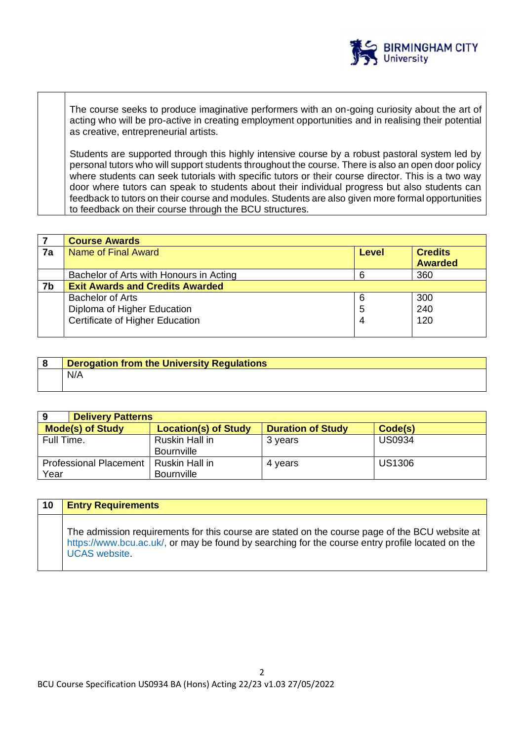The course seeks to produce imaginative performers with an on-going curiosity about the art of acting who will be pro-active in creating employment opportunities and in realising their potential as creative, entrepreneurial artists.

Students are supported through this highly intensive course by a robust pastoral system led by personal tutors who will support students throughout the course. There is also an open door policy where students can seek tutorials with specific tutors or their course director. This is a two way door where tutors can speak to students about their individual progress but also students can feedback to tutors on their course and modules. Students are also given more formal opportunities to feedback on their course through the BCU structures.

| 7 | **Course Awards** | | |
|---|---|---|---|
| 7a | Name of Final Award | **Level** | **Credits Awarded** |
| | Bachelor of Arts with Honours in Acting | 6 | 360 |
| 7b | **Exit Awards and Credits Awarded** | | |
| | Bachelor of Arts<br>Diploma of Higher Education<br>Certificate of Higher Education | 6<br>5<br>4 | 300<br>240<br>120 |

| 8 | **Derogation from the University Regulations** |
|---|---|
| | N/A |

| 9 **Delivery Patterns** | | | |
|---|---|---|---|
| **Mode(s) of Study** | **Location(s) of Study** | **Duration of Study** | **Code(s)** |
| Full Time. | Ruskin Hall in Bournville | 3 years | US0934 |
| Professional Placement Year | Ruskin Hall in Bournville | 4 years | US1306 |

| 10 | **Entry Requirements** |
|---|---|
| | The admission requirements for this course are stated on the course page of the BCU website at https://www.bcu.ac.uk/, or may be found by searching for the course entry profile located on the UCAS website. |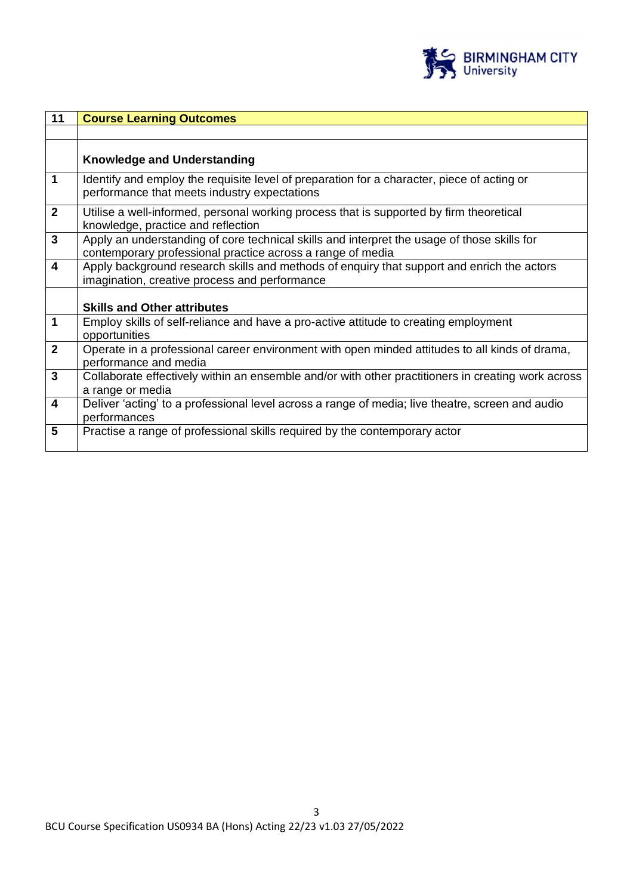| 11 | **Course Learning Outcomes** |
|---|---|
| | |
| | **Knowledge and Understanding** |
| 1 | Identify and employ the requisite level of preparation for a character, piece of acting or performance that meets industry expectations |
| 2 | Utilise a well-informed, personal working process that is supported by firm theoretical knowledge, practice and reflection |
| 3 | Apply an understanding of core technical skills and interpret the usage of those skills for contemporary professional practice across a range of media |
| 4 | Apply background research skills and methods of enquiry that support and enrich the actors imagination, creative process and performance |
| | **Skills and Other attributes** |
| 1 | Employ skills of self-reliance and have a pro-active attitude to creating employment opportunities |
| 2 | Operate in a professional career environment with open minded attitudes to all kinds of drama, performance and media |
| 3 | Collaborate effectively within an ensemble and/or with other practitioners in creating work across a range or media |
| 4 | Deliver 'acting' to a professional level across a range of media; live theatre, screen and audio performances |
| 5 | Practise a range of professional skills required by the contemporary actor |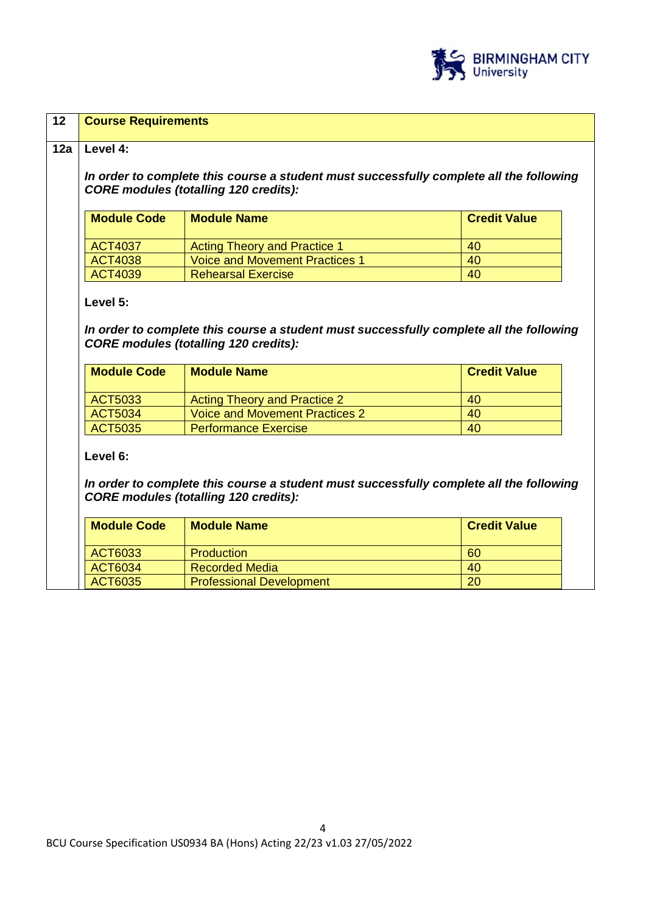## 12 Course Requirements

### 12a Level 4:

***In order to complete this course a student must successfully complete all the following CORE modules (totalling 120 credits):***

| Module Code | Module Name | Credit Value |
|---|---|---|
| ACT4037 | Acting Theory and Practice 1 | 40 |
| ACT4038 | Voice and Movement Practices 1 | 40 |
| ACT4039 | Rehearsal Exercise | 40 |

### Level 5:

***In order to complete this course a student must successfully complete all the following CORE modules (totalling 120 credits):***

| Module Code | Module Name | Credit Value |
|---|---|---|
| ACT5033 | Acting Theory and Practice 2 | 40 |
| ACT5034 | Voice and Movement Practices 2 | 40 |
| ACT5035 | Performance Exercise | 40 |

### Level 6:

***In order to complete this course a student must successfully complete all the following CORE modules (totalling 120 credits):***

| Module Code | Module Name | Credit Value |
|---|---|---|
| ACT6033 | Production | 60 |
| ACT6034 | Recorded Media | 40 |
| ACT6035 | Professional Development | 20 |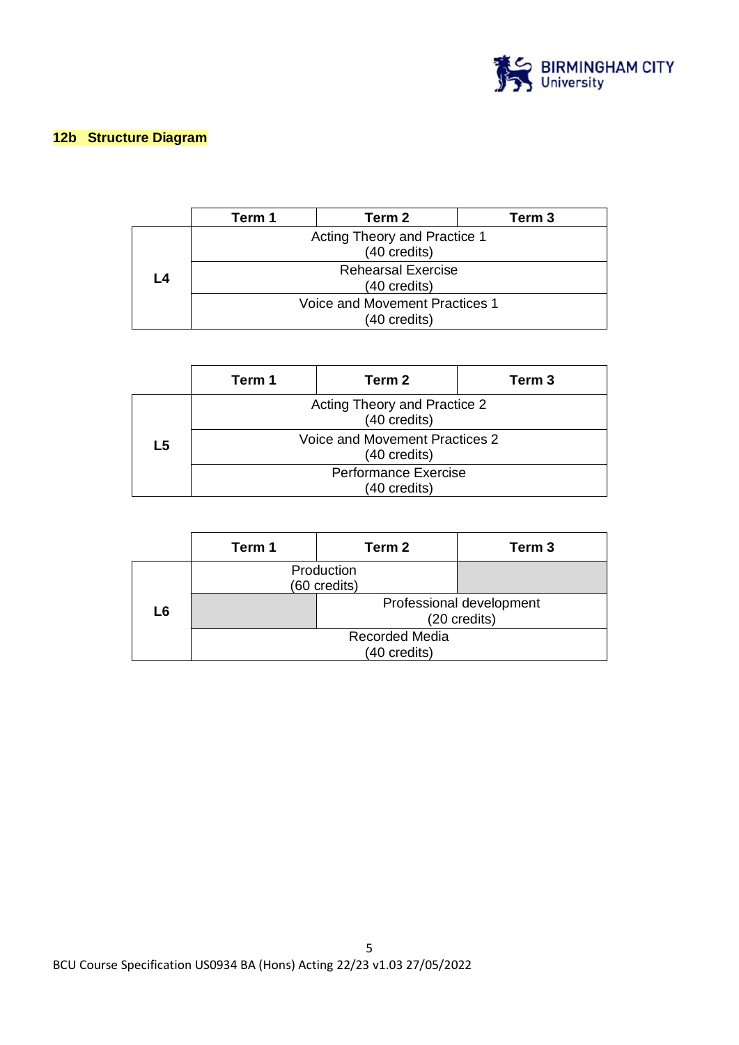## 12b Structure Diagram

| | Term 1 | Term 2 | Term 3 |
|---|---|---|---|
| L4 | Acting Theory and Practice 1 (40 credits) | | |
| | Rehearsal Exercise (40 credits) | | |
| | Voice and Movement Practices 1 (40 credits) | | |

| | Term 1 | Term 2 | Term 3 |
|---|---|---|---|
| L5 | Acting Theory and Practice 2 (40 credits) | | |
| | Voice and Movement Practices 2 (40 credits) | | |
| | Performance Exercise (40 credits) | | |

| | Term 1 | Term 2 | Term 3 |
|---|---|---|---|
| L6 | Production (60 credits) | | |
| | | Professional development (20 credits) | |
| | Recorded Media (40 credits) | | |

BCU Course Specification US0934 BA (Hons) Acting 22/23 v1.03 27/05/2022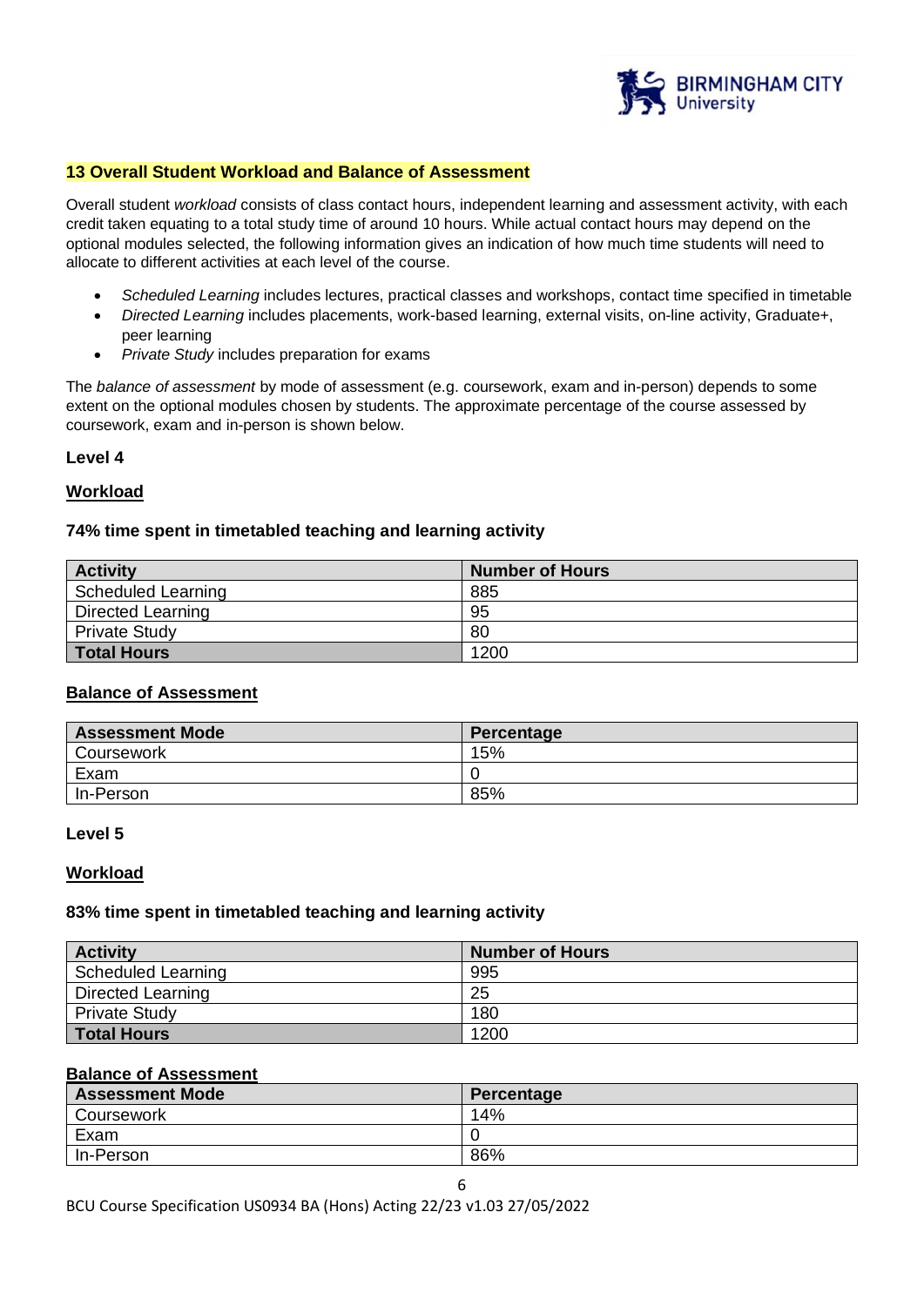## 13 Overall Student Workload and Balance of Assessment

Overall student *workload* consists of class contact hours, independent learning and assessment activity, with each credit taken equating to a total study time of around 10 hours. While actual contact hours may depend on the optional modules selected, the following information gives an indication of how much time students will need to allocate to different activities at each level of the course.

- *Scheduled Learning* includes lectures, practical classes and workshops, contact time specified in timetable
- *Directed Learning* includes placements, work-based learning, external visits, on-line activity, Graduate+, peer learning
- *Private Study* includes preparation for exams

The *balance of assessment* by mode of assessment (e.g. coursework, exam and in-person) depends to some extent on the optional modules chosen by students. The approximate percentage of the course assessed by coursework, exam and in-person is shown below.

### Level 4

#### Workload

**74% time spent in timetabled teaching and learning activity**

| Activity | Number of Hours |
|---|---|
| Scheduled Learning | 885 |
| Directed Learning | 95 |
| Private Study | 80 |
| **Total Hours** | 1200 |

#### Balance of Assessment

| Assessment Mode | Percentage |
|---|---|
| Coursework | 15% |
| Exam | 0 |
| In-Person | 85% |

### Level 5

#### Workload

**83% time spent in timetabled teaching and learning activity**

| Activity | Number of Hours |
|---|---|
| Scheduled Learning | 995 |
| Directed Learning | 25 |
| Private Study | 180 |
| **Total Hours** | 1200 |

#### Balance of Assessment

| Assessment Mode | Percentage |
|---|---|
| Coursework | 14% |
| Exam | 0 |
| In-Person | 86% |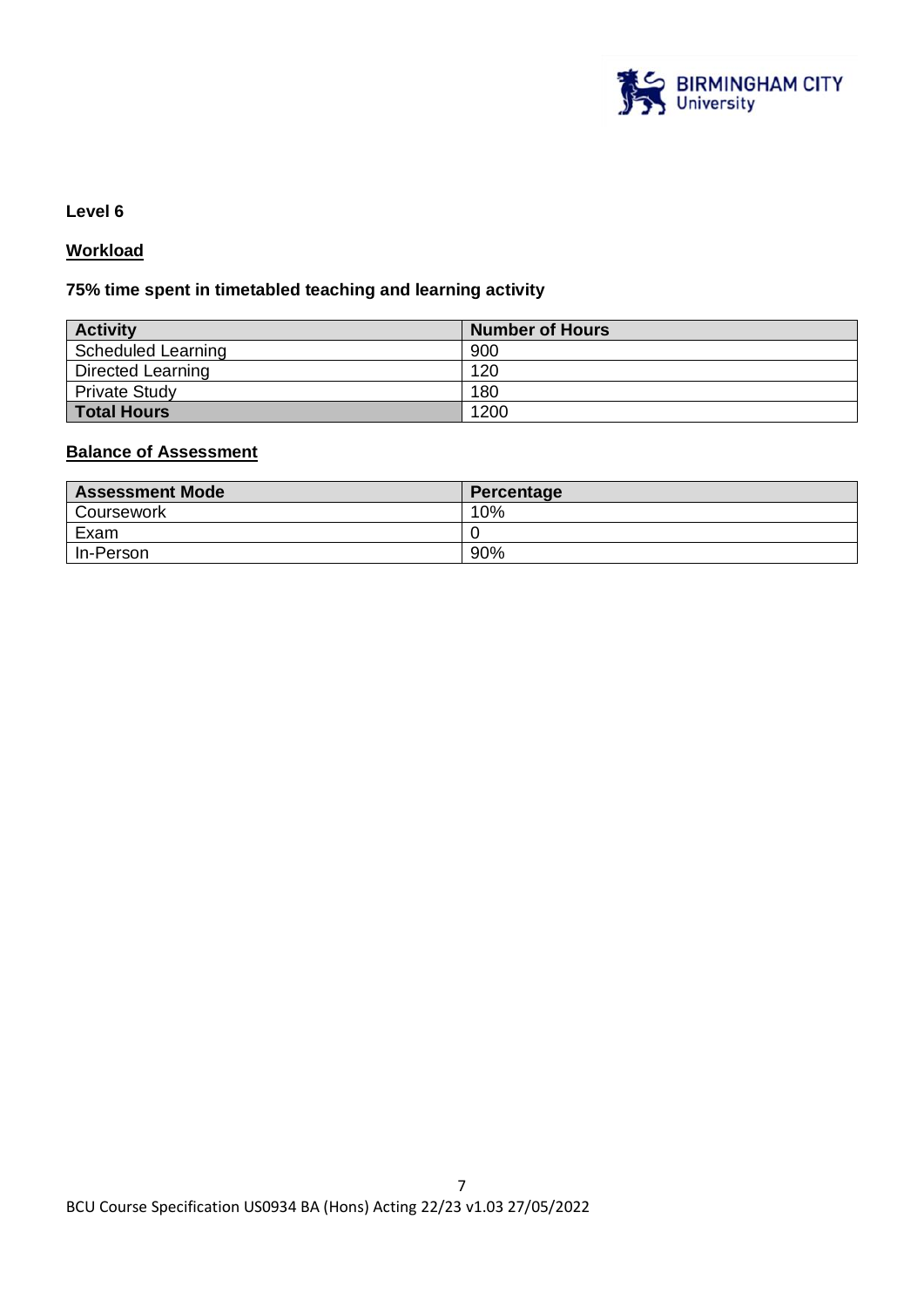**Level 6**

**Workload**

**75% time spent in timetabled teaching and learning activity**

| Activity | Number of Hours |
|---|---|
| Scheduled Learning | 900 |
| Directed Learning | 120 |
| Private Study | 180 |
| **Total Hours** | 1200 |

**Balance of Assessment**

| Assessment Mode | Percentage |
|---|---|
| Coursework | 10% |
| Exam | 0 |
| In-Person | 90% |